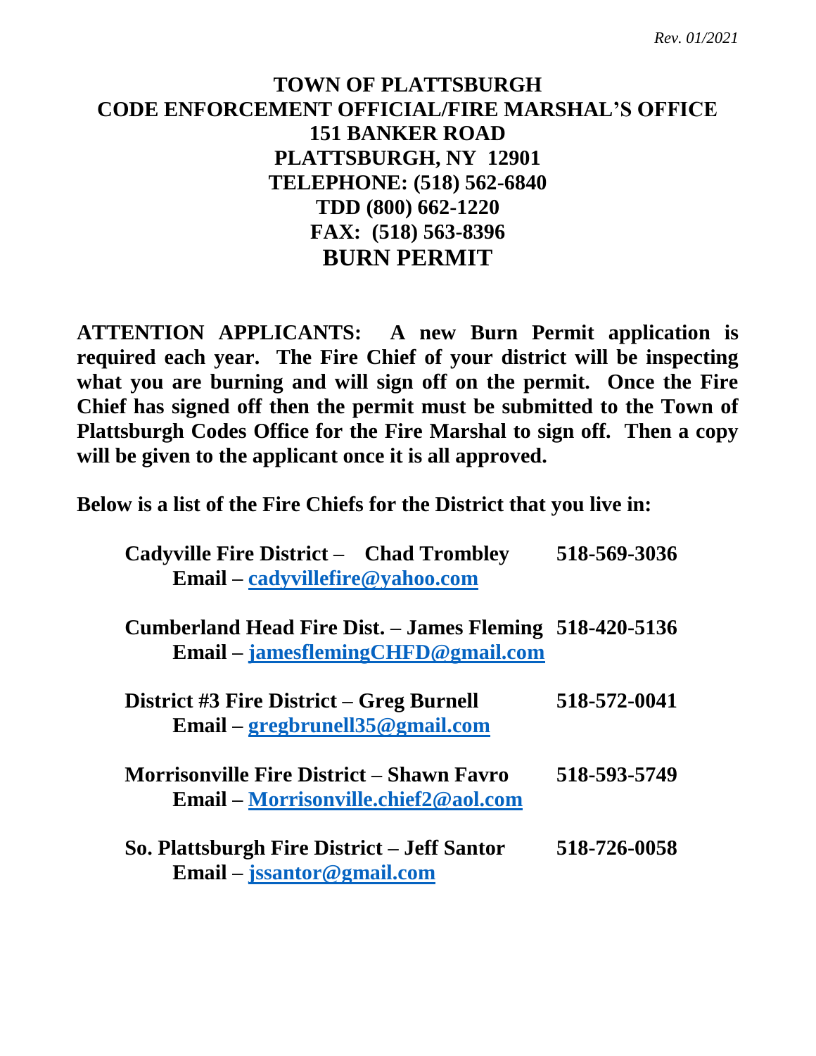*Rev. 01/2021*

# TOWN OF PLATTSBURGH
# CODE ENFORCEMENT OFFICIAL/FIRE MARSHAL'S OFFICE

**151 BANKER ROAD**
**PLATTSBURGH, NY 12901**
**TELEPHONE: (518) 562-6840**
**TDD (800) 662-1220**
**FAX: (518) 563-8396**

## BURN PERMIT

**ATTENTION APPLICANTS: A new Burn Permit application is required each year. The Fire Chief of your district will be inspecting what you are burning and will sign off on the permit. Once the Fire Chief has signed off then the permit must be submitted to the Town of Plattsburgh Codes Office for the Fire Marshal to sign off. Then a copy will be given to the applicant once it is all approved.**

**Below is a list of the Fire Chiefs for the District that you live in:**

**Cadyville Fire District – Chad Trombley 518-569-3036**
**Email – cadyvillefire@yahoo.com**

**Cumberland Head Fire Dist. – James Fleming 518-420-5136**
**Email – jamesflemingCHFD@gmail.com**

**District #3 Fire District – Greg Burnell 518-572-0041**
**Email – gregbrunell35@gmail.com**

**Morrisonville Fire District – Shawn Favro 518-593-5749**
**Email – Morrisonville.chief2@aol.com**

**So. Plattsburgh Fire District – Jeff Santor 518-726-0058**
**Email – jssantor@gmail.com**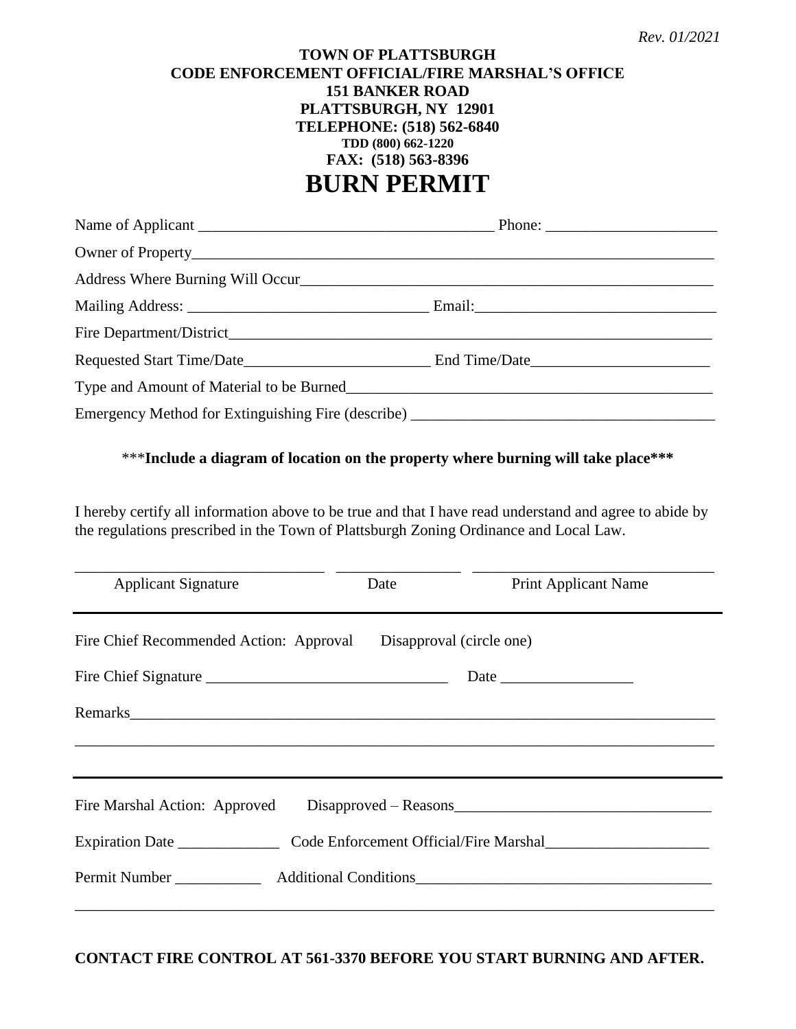*Rev. 01/2021*

**TOWN OF PLATTSBURGH**
**CODE ENFORCEMENT OFFICIAL/FIRE MARSHAL'S OFFICE**
**151 BANKER ROAD**
**PLATTSBURGH, NY 12901**
**TELEPHONE: (518) 562-6840**
**TDD (800) 662-1220**
**FAX: (518) 563-8396**

# BURN PERMIT

Name of Applicant _____________________________________ Phone: _____________________

Owner of Property_____________________________________________________________________

Address Where Burning Will Occur______________________________________________________

Mailing Address: ______________________________ Email:______________________________

Fire Department/District_______________________________________________________________

Requested Start Time/Date_______________________ End Time/Date______________________

Type and Amount of Material to be Burned_______________________________________________

Emergency Method for Extinguishing Fire (describe) ______________________________________

\*\*\***Include a diagram of location on the property where burning will take place\*\*\***

I hereby certify all information above to be true and that I have read understand and agree to abide by the regulations prescribed in the Town of Plattsburgh Zoning Ordinance and Local Law.

______________________________ ________________ ______________________________

Applicant Signature Date Print Applicant Name

---

Fire Chief Recommended Action: Approval Disapproval (circle one)

Fire Chief Signature ______________________________ Date _________________

Remarks______________________________________________________________________________

______________________________________________________________________________________

---

Fire Marshal Action: Approved Disapproved – Reasons_________________________________

Expiration Date _____________ Code Enforcement Official/Fire Marshal____________________

Permit Number ___________ Additional Conditions____________________________________

______________________________________________________________________________________

**CONTACT FIRE CONTROL AT 561-3370 BEFORE YOU START BURNING AND AFTER.**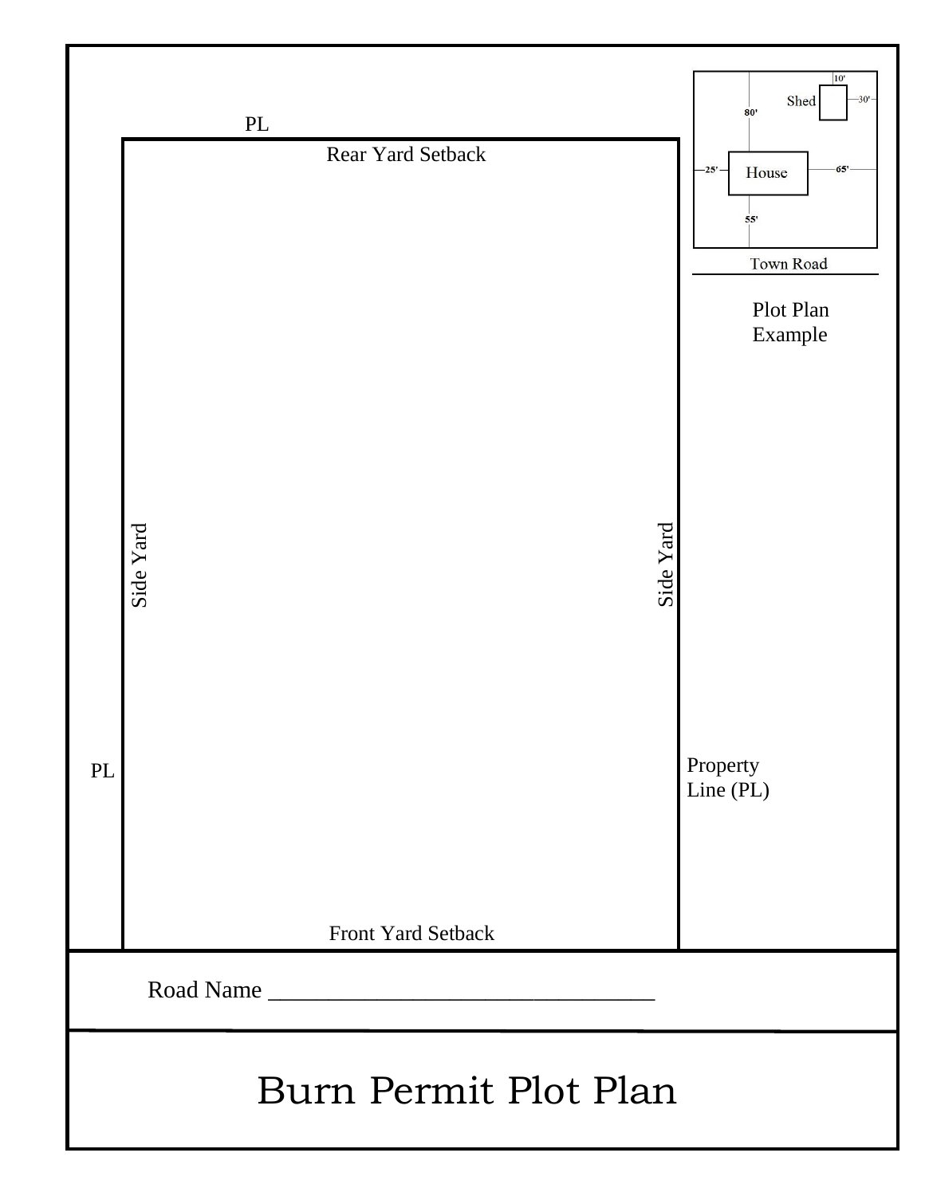PL

Rear Yard Setback

Side Yard

Side Yard

PL

Property Line (PL)

Front Yard Setback

Shed

10'

30'

80'

25'

House

65'

55'

Town Road

Plot Plan Example

Road Name ________________________________

# Burn Permit Plot Plan